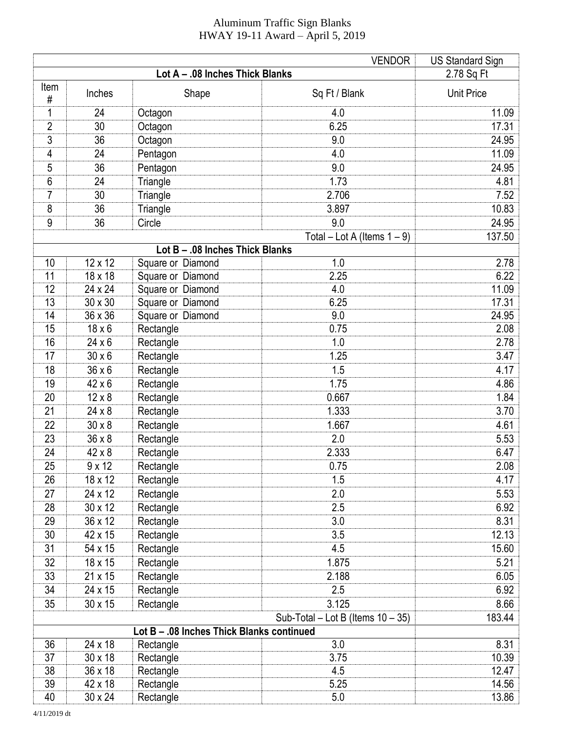# Aluminum Traffic Sign Blanks
## HWAY 19-11 Award – April 5, 2019

| | | | VENDOR | US Standard Sign |
|---|---|---|---|---|
| **Lot A – .08 Inches Thick Blanks** | | | | 2.78 Sq Ft |
| Item # | Inches | Shape | Sq Ft / Blank | Unit Price |
| 1 | 24 | Octagon | 4.0 | 11.09 |
| 2 | 30 | Octagon | 6.25 | 17.31 |
| 3 | 36 | Octagon | 9.0 | 24.95 |
| 4 | 24 | Pentagon | 4.0 | 11.09 |
| 5 | 36 | Pentagon | 9.0 | 24.95 |
| 6 | 24 | Triangle | 1.73 | 4.81 |
| 7 | 30 | Triangle | 2.706 | 7.52 |
| 8 | 36 | Triangle | 3.897 | 10.83 |
| 9 | 36 | Circle | 9.0 | 24.95 |
| | | | Total – Lot A (Items 1 – 9) | 137.50 |
| **Lot B – .08 Inches Thick Blanks** | | | | |
| 10 | 12 x 12 | Square or Diamond | 1.0 | 2.78 |
| 11 | 18 x 18 | Square or Diamond | 2.25 | 6.22 |
| 12 | 24 x 24 | Square or Diamond | 4.0 | 11.09 |
| 13 | 30 x 30 | Square or Diamond | 6.25 | 17.31 |
| 14 | 36 x 36 | Square or Diamond | 9.0 | 24.95 |
| 15 | 18 x 6 | Rectangle | 0.75 | 2.08 |
| 16 | 24 x 6 | Rectangle | 1.0 | 2.78 |
| 17 | 30 x 6 | Rectangle | 1.25 | 3.47 |
| 18 | 36 x 6 | Rectangle | 1.5 | 4.17 |
| 19 | 42 x 6 | Rectangle | 1.75 | 4.86 |
| 20 | 12 x 8 | Rectangle | 0.667 | 1.84 |
| 21 | 24 x 8 | Rectangle | 1.333 | 3.70 |
| 22 | 30 x 8 | Rectangle | 1.667 | 4.61 |
| 23 | 36 x 8 | Rectangle | 2.0 | 5.53 |
| 24 | 42 x 8 | Rectangle | 2.333 | 6.47 |
| 25 | 9 x 12 | Rectangle | 0.75 | 2.08 |
| 26 | 18 x 12 | Rectangle | 1.5 | 4.17 |
| 27 | 24 x 12 | Rectangle | 2.0 | 5.53 |
| 28 | 30 x 12 | Rectangle | 2.5 | 6.92 |
| 29 | 36 x 12 | Rectangle | 3.0 | 8.31 |
| 30 | 42 x 15 | Rectangle | 3.5 | 12.13 |
| 31 | 54 x 15 | Rectangle | 4.5 | 15.60 |
| 32 | 18 x 15 | Rectangle | 1.875 | 5.21 |
| 33 | 21 x 15 | Rectangle | 2.188 | 6.05 |
| 34 | 24 x 15 | Rectangle | 2.5 | 6.92 |
| 35 | 30 x 15 | Rectangle | 3.125 | 8.66 |
| | | | Sub-Total – Lot B (Items 10 – 35) | 183.44 |
| **Lot B – .08 Inches Thick Blanks continued** | | | | |
| 36 | 24 x 18 | Rectangle | 3.0 | 8.31 |
| 37 | 30 x 18 | Rectangle | 3.75 | 10.39 |
| 38 | 36 x 18 | Rectangle | 4.5 | 12.47 |
| 39 | 42 x 18 | Rectangle | 5.25 | 14.56 |
| 40 | 30 x 24 | Rectangle | 5.0 | 13.86 |

4/11/2019 dt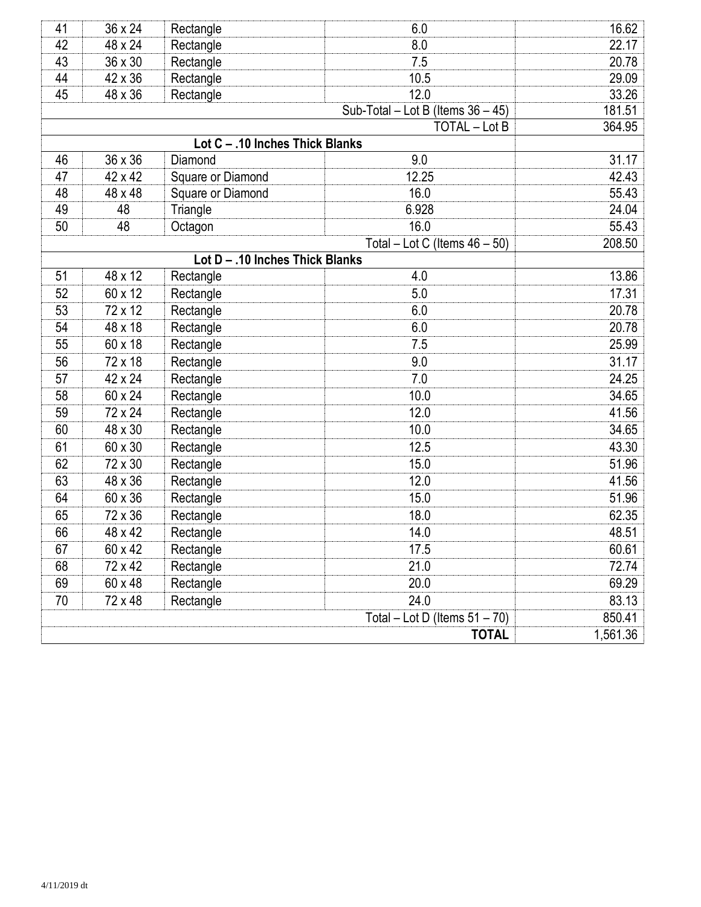| | | | | |
|---|---|---|---|---|
| 41 | 36 x 24 | Rectangle | 6.0 | 16.62 |
| 42 | 48 x 24 | Rectangle | 8.0 | 22.17 |
| 43 | 36 x 30 | Rectangle | 7.5 | 20.78 |
| 44 | 42 x 36 | Rectangle | 10.5 | 29.09 |
| 45 | 48 x 36 | Rectangle | 12.0 | 33.26 |
| | | | Sub-Total – Lot B (Items 36 – 45) | 181.51 |
| | | | TOTAL – Lot B | 364.95 |
| | | **Lot C – .10 Inches Thick Blanks** | | |
| 46 | 36 x 36 | Diamond | 9.0 | 31.17 |
| 47 | 42 x 42 | Square or Diamond | 12.25 | 42.43 |
| 48 | 48 x 48 | Square or Diamond | 16.0 | 55.43 |
| 49 | 48 | Triangle | 6.928 | 24.04 |
| 50 | 48 | Octagon | 16.0 | 55.43 |
| | | | Total – Lot C (Items 46 – 50) | 208.50 |
| | | **Lot D – .10 Inches Thick Blanks** | | |
| 51 | 48 x 12 | Rectangle | 4.0 | 13.86 |
| 52 | 60 x 12 | Rectangle | 5.0 | 17.31 |
| 53 | 72 x 12 | Rectangle | 6.0 | 20.78 |
| 54 | 48 x 18 | Rectangle | 6.0 | 20.78 |
| 55 | 60 x 18 | Rectangle | 7.5 | 25.99 |
| 56 | 72 x 18 | Rectangle | 9.0 | 31.17 |
| 57 | 42 x 24 | Rectangle | 7.0 | 24.25 |
| 58 | 60 x 24 | Rectangle | 10.0 | 34.65 |
| 59 | 72 x 24 | Rectangle | 12.0 | 41.56 |
| 60 | 48 x 30 | Rectangle | 10.0 | 34.65 |
| 61 | 60 x 30 | Rectangle | 12.5 | 43.30 |
| 62 | 72 x 30 | Rectangle | 15.0 | 51.96 |
| 63 | 48 x 36 | Rectangle | 12.0 | 41.56 |
| 64 | 60 x 36 | Rectangle | 15.0 | 51.96 |
| 65 | 72 x 36 | Rectangle | 18.0 | 62.35 |
| 66 | 48 x 42 | Rectangle | 14.0 | 48.51 |
| 67 | 60 x 42 | Rectangle | 17.5 | 60.61 |
| 68 | 72 x 42 | Rectangle | 21.0 | 72.74 |
| 69 | 60 x 48 | Rectangle | 20.0 | 69.29 |
| 70 | 72 x 48 | Rectangle | 24.0 | 83.13 |
| | | | Total – Lot D (Items 51 – 70) | 850.41 |
| | | | **TOTAL** | 1,561.36 |

4/11/2019 dt